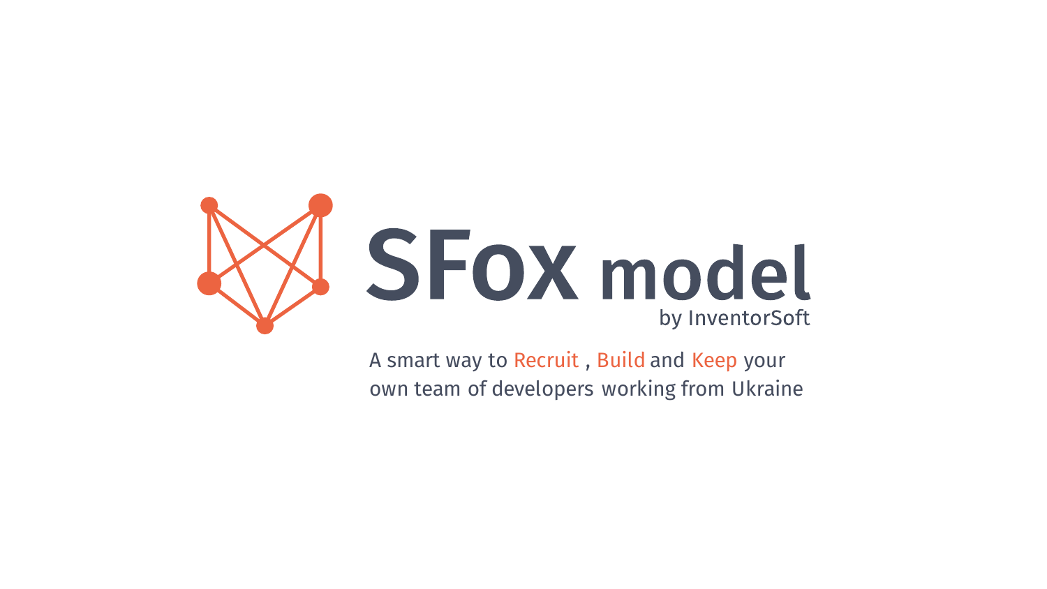# SFox model

by InventorSoft

A smart way to Recruit , Build and Keep your own team of developers working from Ukraine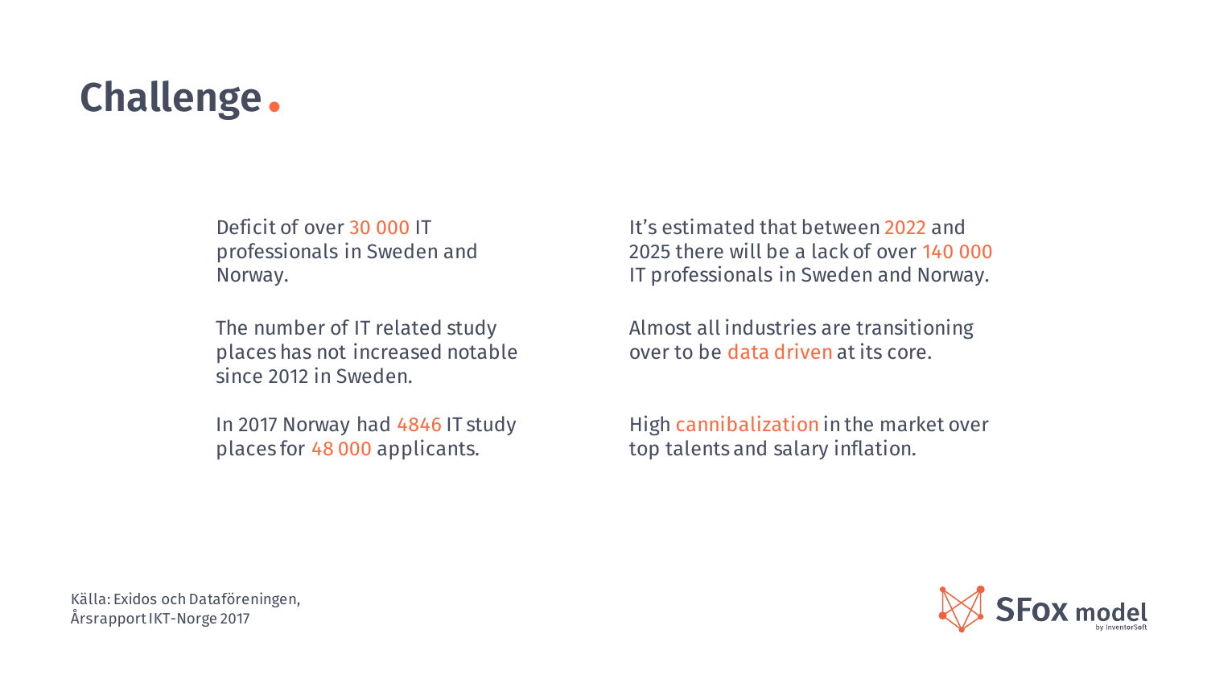# Challenge.

Deficit of over 30 000 IT professionals in Sweden and Norway.

The number of IT related study places has not increased notable since 2012 in Sweden.

In 2017 Norway had 4846 IT study places for 48 000 applicants.

It's estimated that between 2022 and 2025 there will be a lack of over 140 000 IT professionals in Sweden and Norway.

Almost all industries are transitioning over to be data driven at its core.

High cannibalization in the market over top talents and salary inflation.

Källa: Exidos och Dataföreningen, Årsrapport IKT-Norge 2017

SFox model by InventorSoft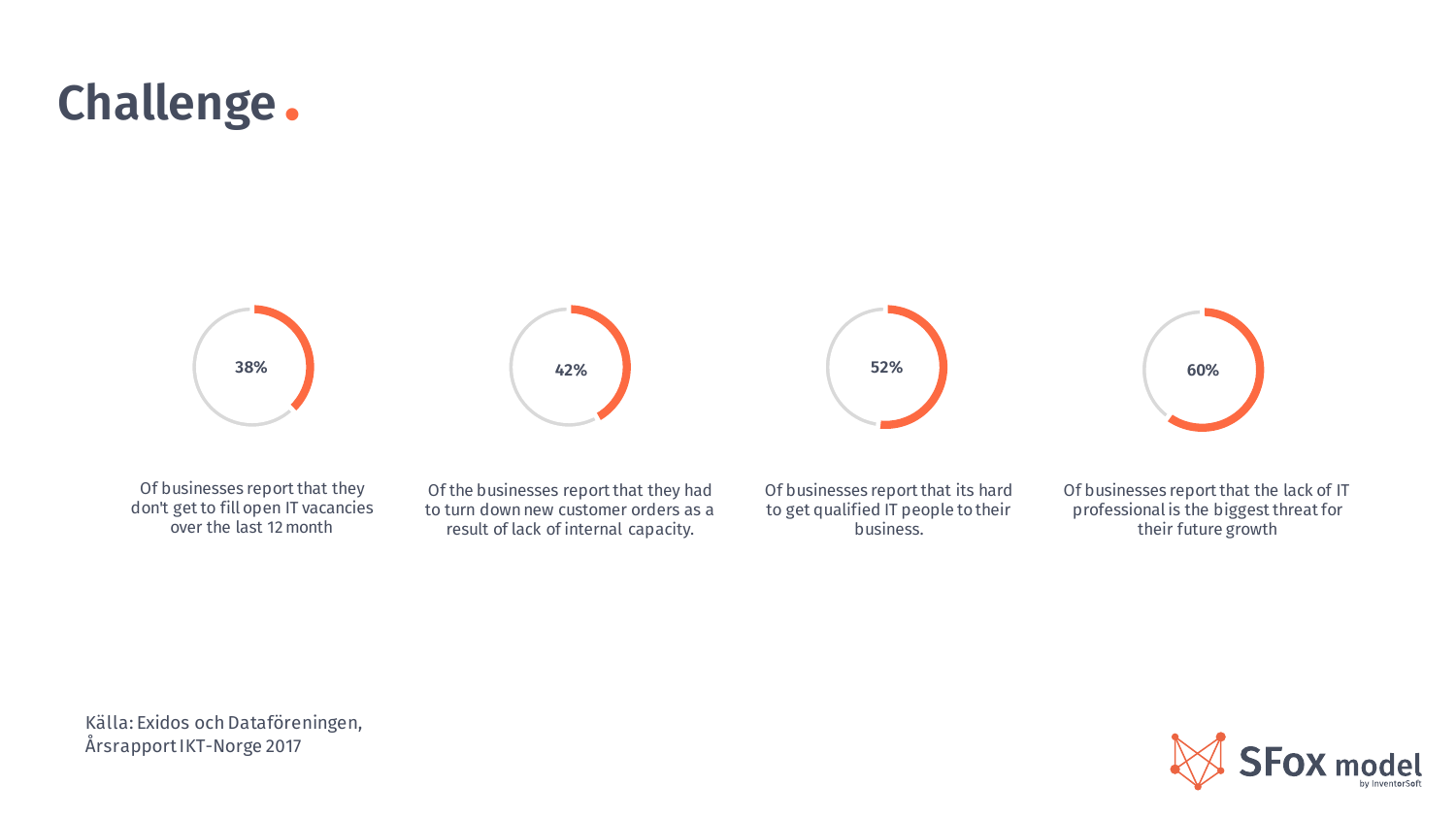# Challenge.

**38%**

Of businesses report that they don't get to fill open IT vacancies over the last 12 month

**42%**

Of the businesses report that they had to turn down new customer orders as a result of lack of internal capacity.

**52%**

Of businesses report that its hard to get qualified IT people to their business.

**60%**

Of businesses report that the lack of IT professional is the biggest threat for their future growth

Källa: Exidos och Dataföreningen, Årsrapport IKT-Norge 2017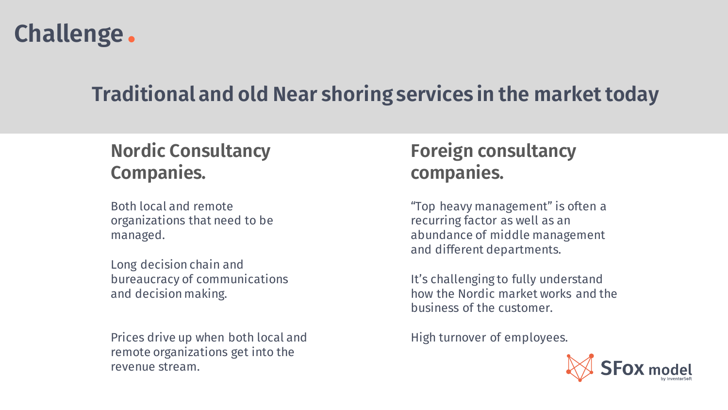# Challenge.

## Traditional and old Near shoring services in the market today

### Nordic Consultancy Companies.

Both local and remote organizations that need to be managed.

Long decision chain and bureaucracy of communications and decision making.

Prices drive up when both local and remote organizations get into the revenue stream.

### Foreign consultancy companies.

"Top heavy management" is often a recurring factor as well as an abundance of middle management and different departments.

It's challenging to fully understand how the Nordic market works and the business of the customer.

High turnover of employees.

SFox model by InventorSoft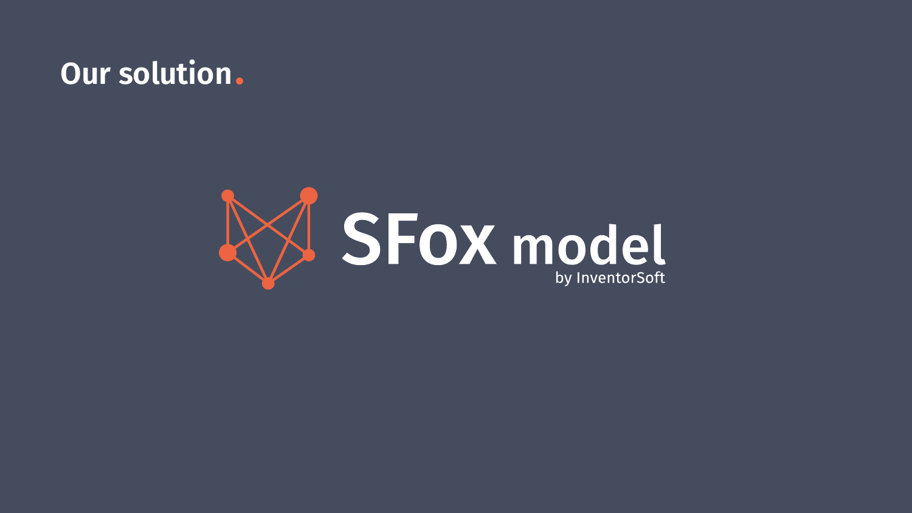# Our solution.

**SFox model**

by InventorSoft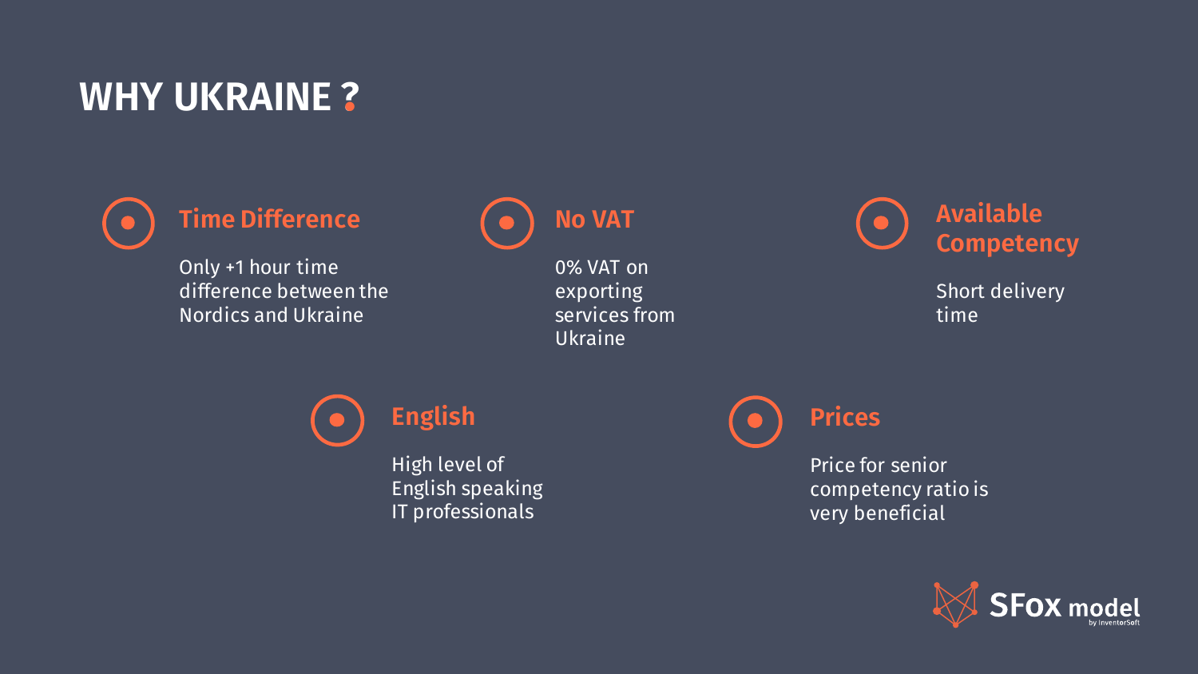# WHY UKRAINE ?

### Time Difference

Only +1 hour time difference between the Nordics and Ukraine

### No VAT

0% VAT on exporting services from Ukraine

### Available Competency

Short delivery time

### English

High level of English speaking IT professionals

### Prices

Price for senior competency ratio is very beneficial

SFox model by InventorSoft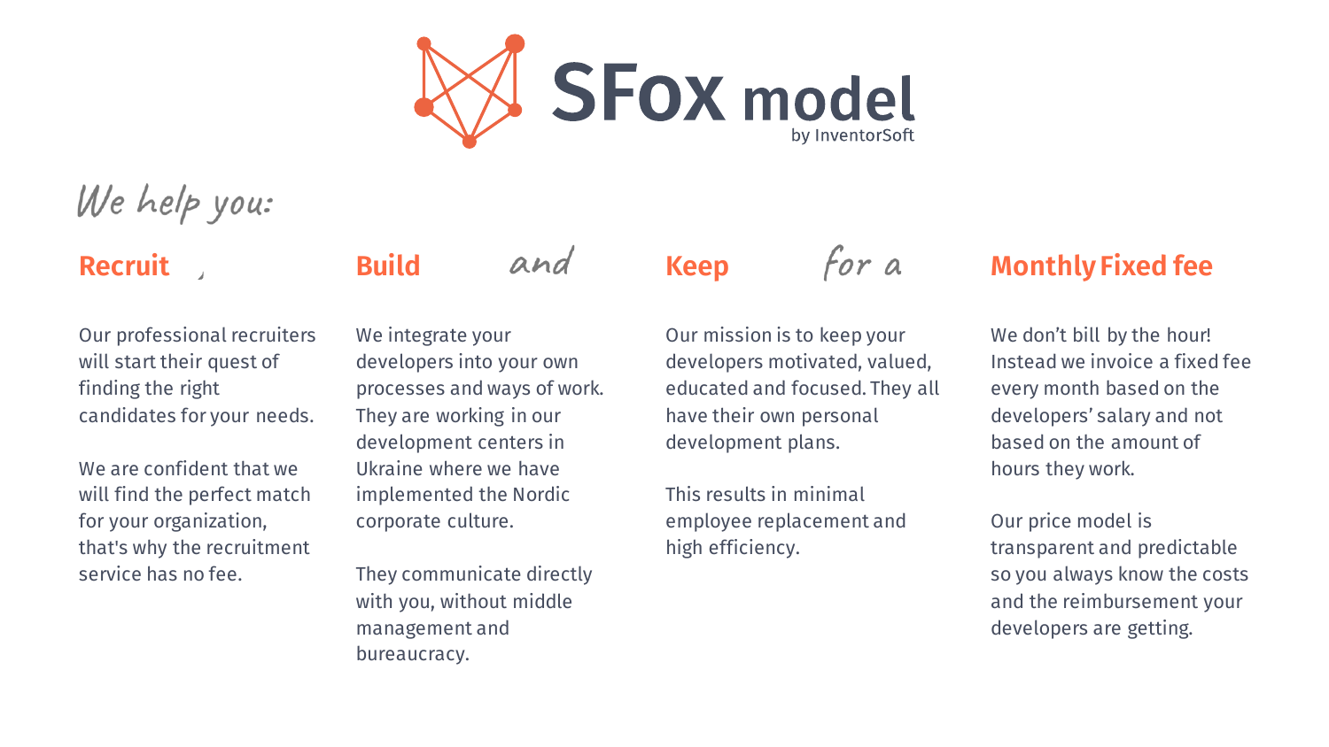# SFox model

by InventorSoft

*We help you:*

## Recruit ,

Our professional recruiters will start their quest of finding the right candidates for your needs.

We are confident that we will find the perfect match for your organization, that's why the recruitment service has no fee.

## Build *and*

We integrate your developers into your own processes and ways of work. They are working in our development centers in Ukraine where we have implemented the Nordic corporate culture.

They communicate directly with you, without middle management and bureaucracy.

## Keep *for a*

Our mission is to keep your developers motivated, valued, educated and focused. They all have their own personal development plans.

This results in minimal employee replacement and high efficiency.

## Monthly Fixed fee

We don't bill by the hour! Instead we invoice a fixed fee every month based on the developers' salary and not based on the amount of hours they work.

Our price model is transparent and predictable so you always know the costs and the reimbursement your developers are getting.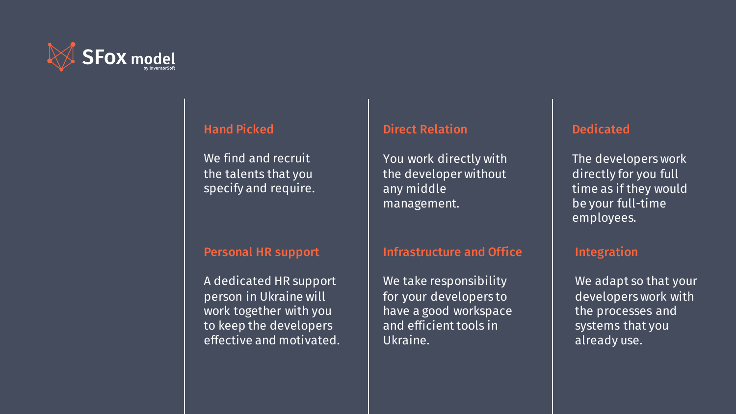# SFox model

by InventorSoft

### Hand Picked

We find and recruit the talents that you specify and require.

### Direct Relation

You work directly with the developer without any middle management.

### Dedicated

The developers work directly for you full time as if they would be your full-time employees.

### Personal HR support

A dedicated HR support person in Ukraine will work together with you to keep the developers effective and motivated.

### Infrastructure and Office

We take responsibility for your developers to have a good workspace and efficient tools in Ukraine.

### Integration

We adapt so that your developers work with the processes and systems that you already use.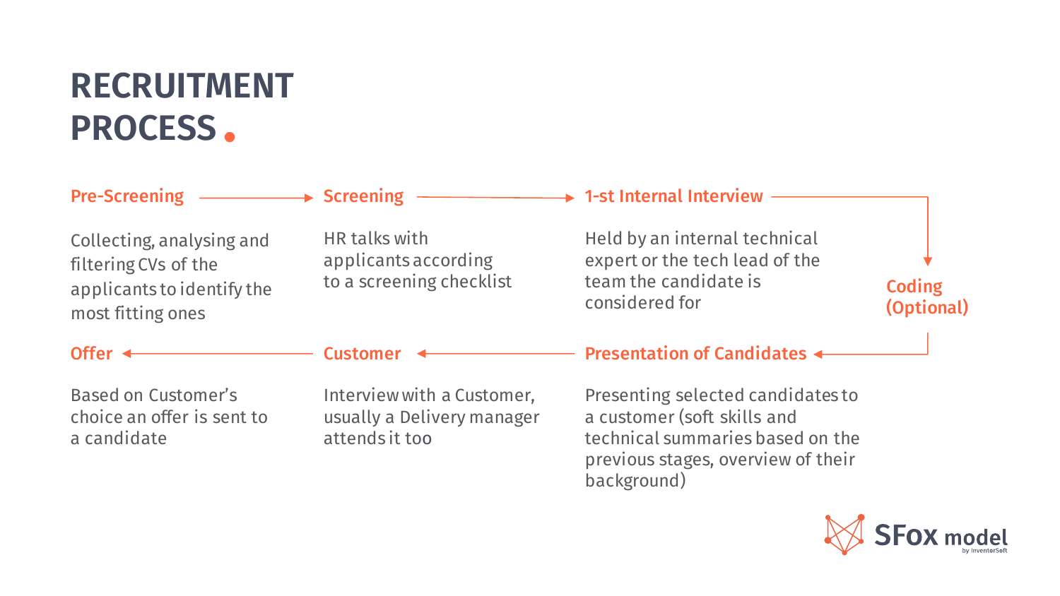# RECRUITMENT PROCESS.

### Pre-Screening

Collecting, analysing and filtering CVs of the applicants to identify the most fitting ones

### Screening

HR talks with applicants according to a screening checklist

### 1-st Internal Interview

Held by an internal technical expert or the tech lead of the team the candidate is considered for

### Coding (Optional)

### Presentation of Candidates

Presenting selected candidates to a customer (soft skills and technical summaries based on the previous stages, overview of their background)

### Customer

Interview with a Customer, usually a Delivery manager attends it too

### Offer

Based on Customer's choice an offer is sent to a candidate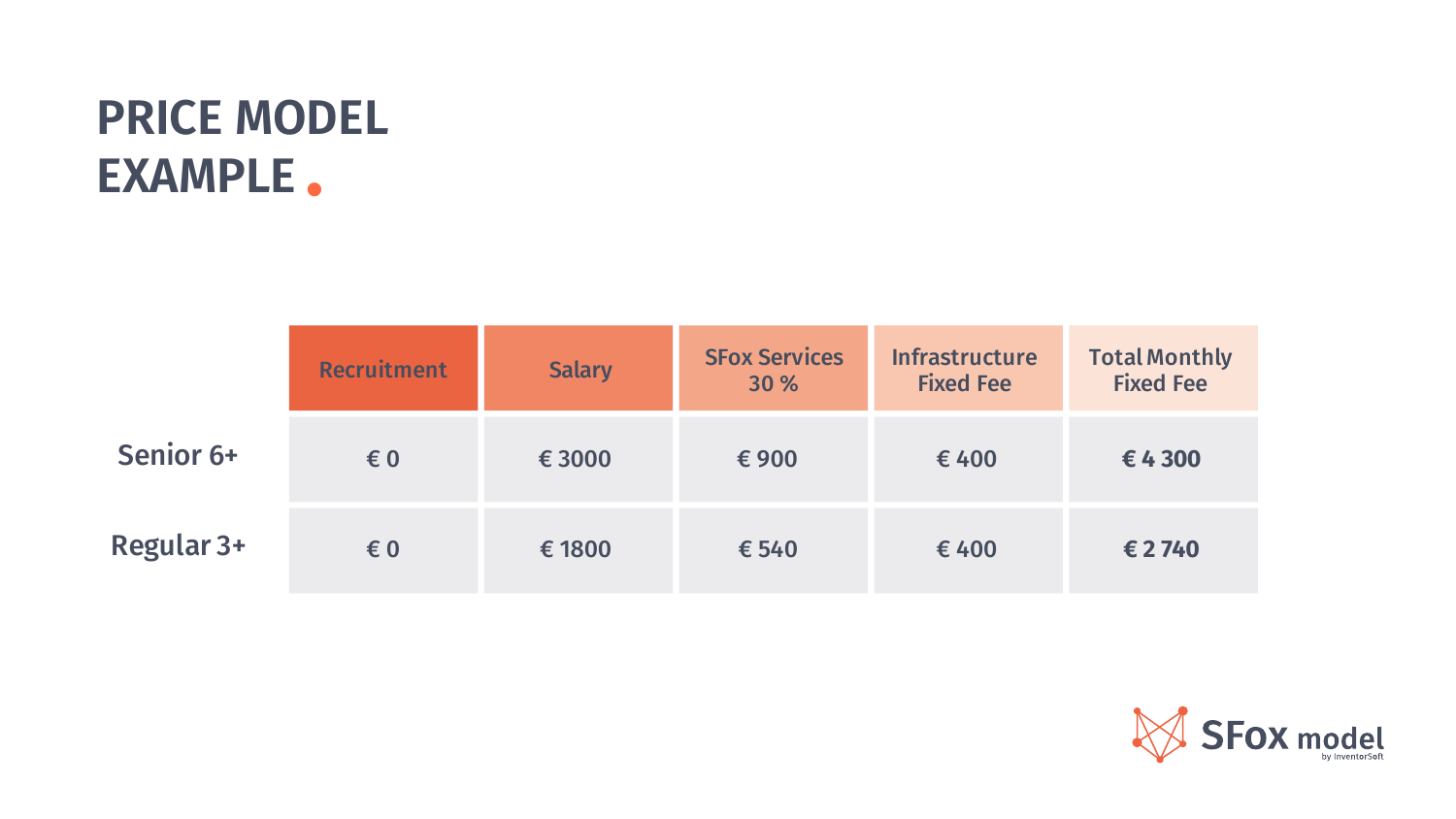# PRICE MODEL EXAMPLE

| | Recruitment | Salary | SFox Services 30 % | Infrastructure Fixed Fee | Total Monthly Fixed Fee |
|---|---|---|---|---|---|
| Senior 6+ | € 0 | € 3000 | € 900 | € 400 | **€ 4 300** |
| Regular 3+ | € 0 | € 1800 | € 540 | € 400 | **€ 2 740** |

SFox model by InventorSoft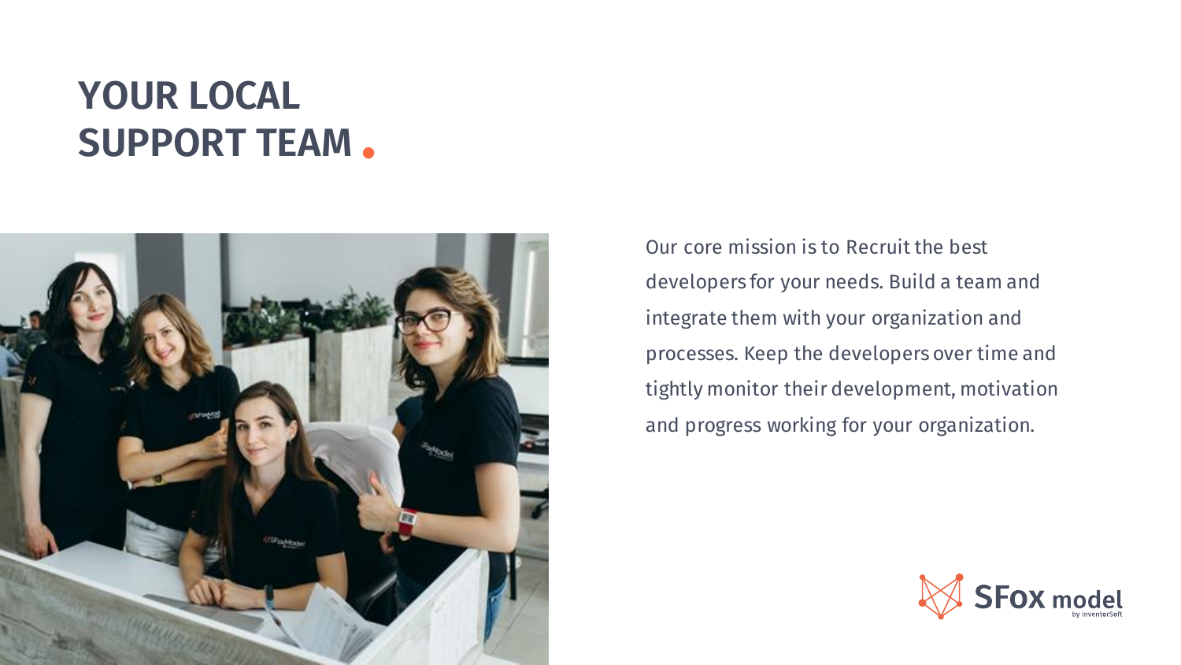# YOUR LOCAL SUPPORT TEAM .

Our core mission is to Recruit the best developers for your needs. Build a team and integrate them with your organization and processes. Keep the developers over time and tightly monitor their development, motivation and progress working for your organization.

SFox model by InventorSoft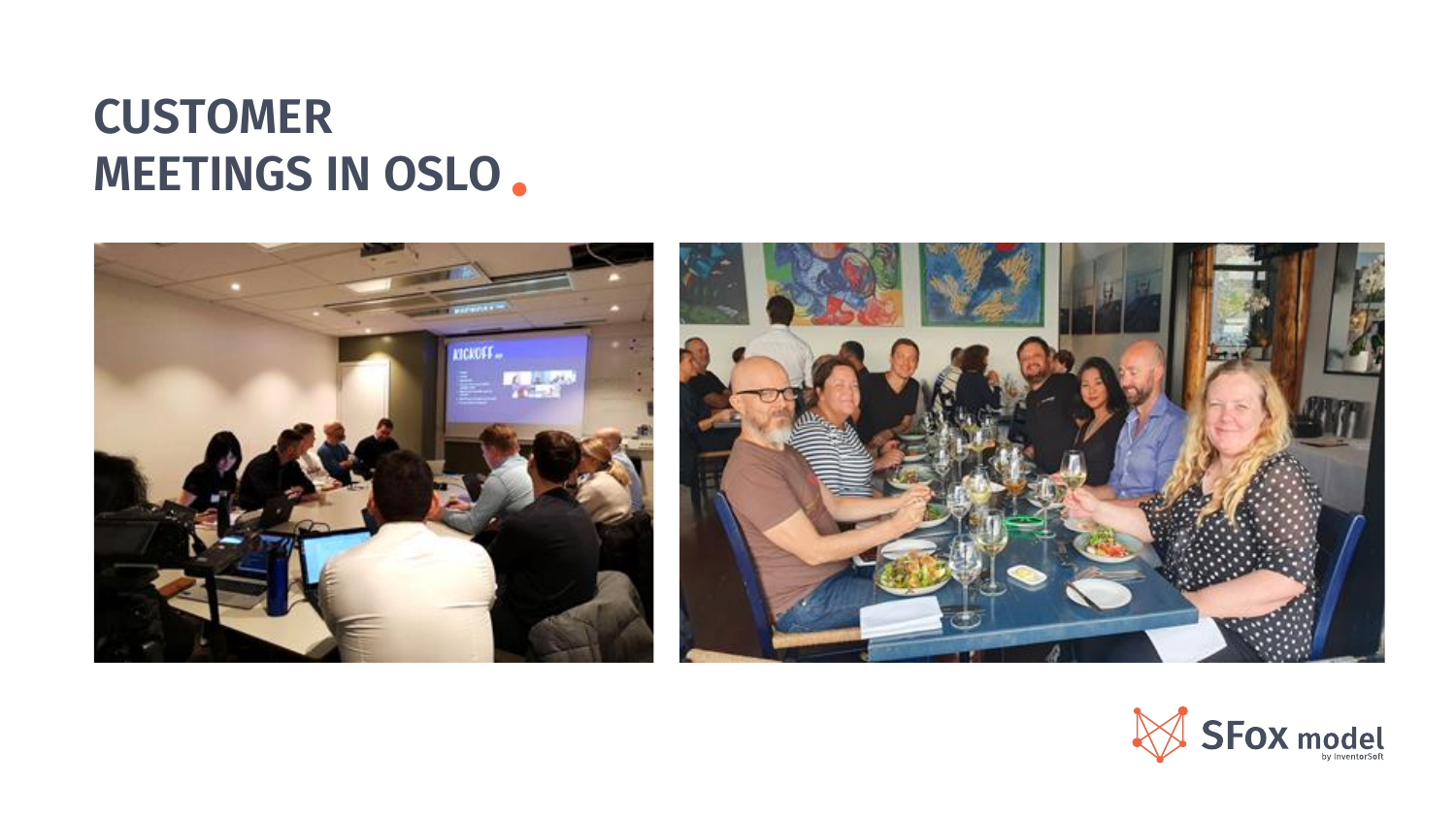# CUSTOMER MEETINGS IN OSLO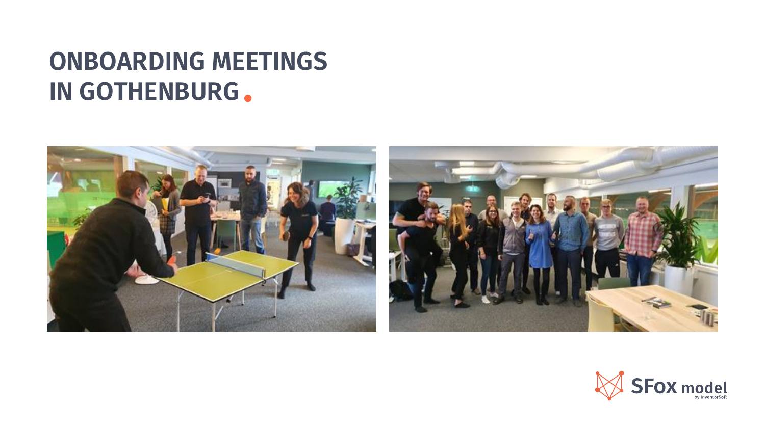# ONBOARDING MEETINGS IN GOTHENBURG.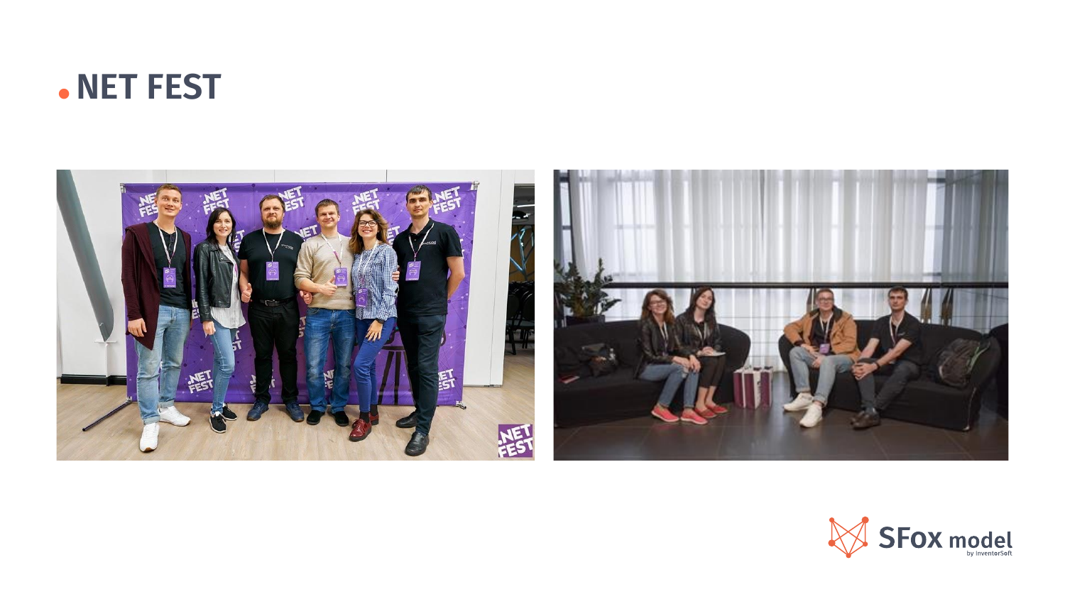# .NET FEST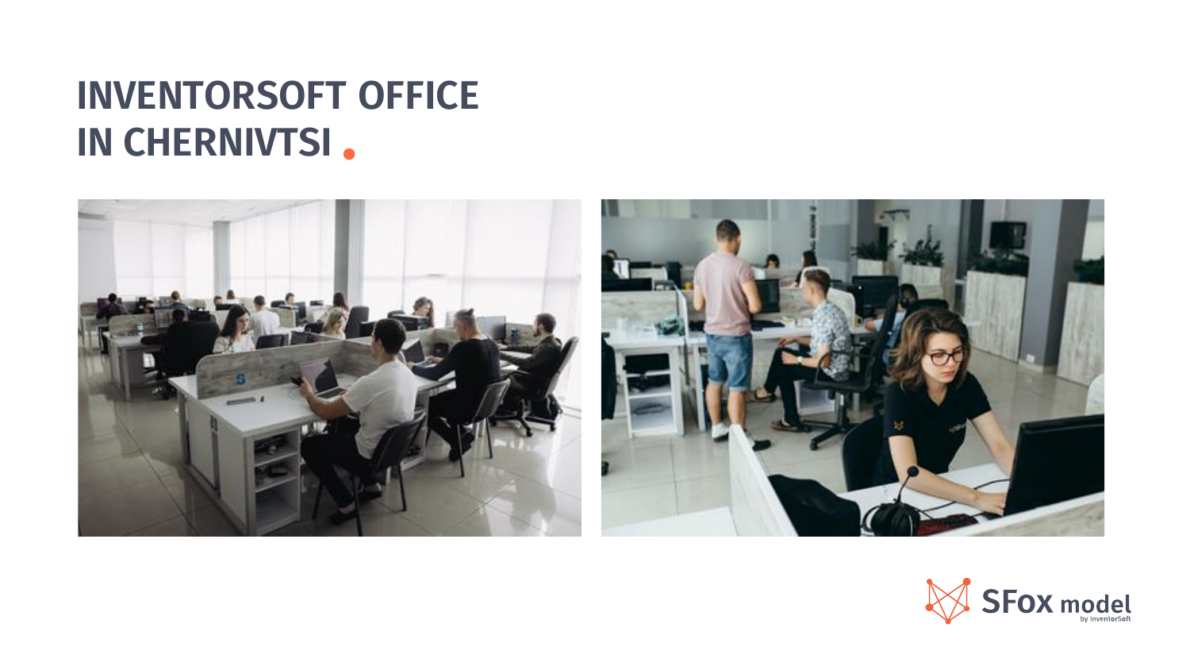# INVENTORSOFT OFFICE IN CHERNIVTSI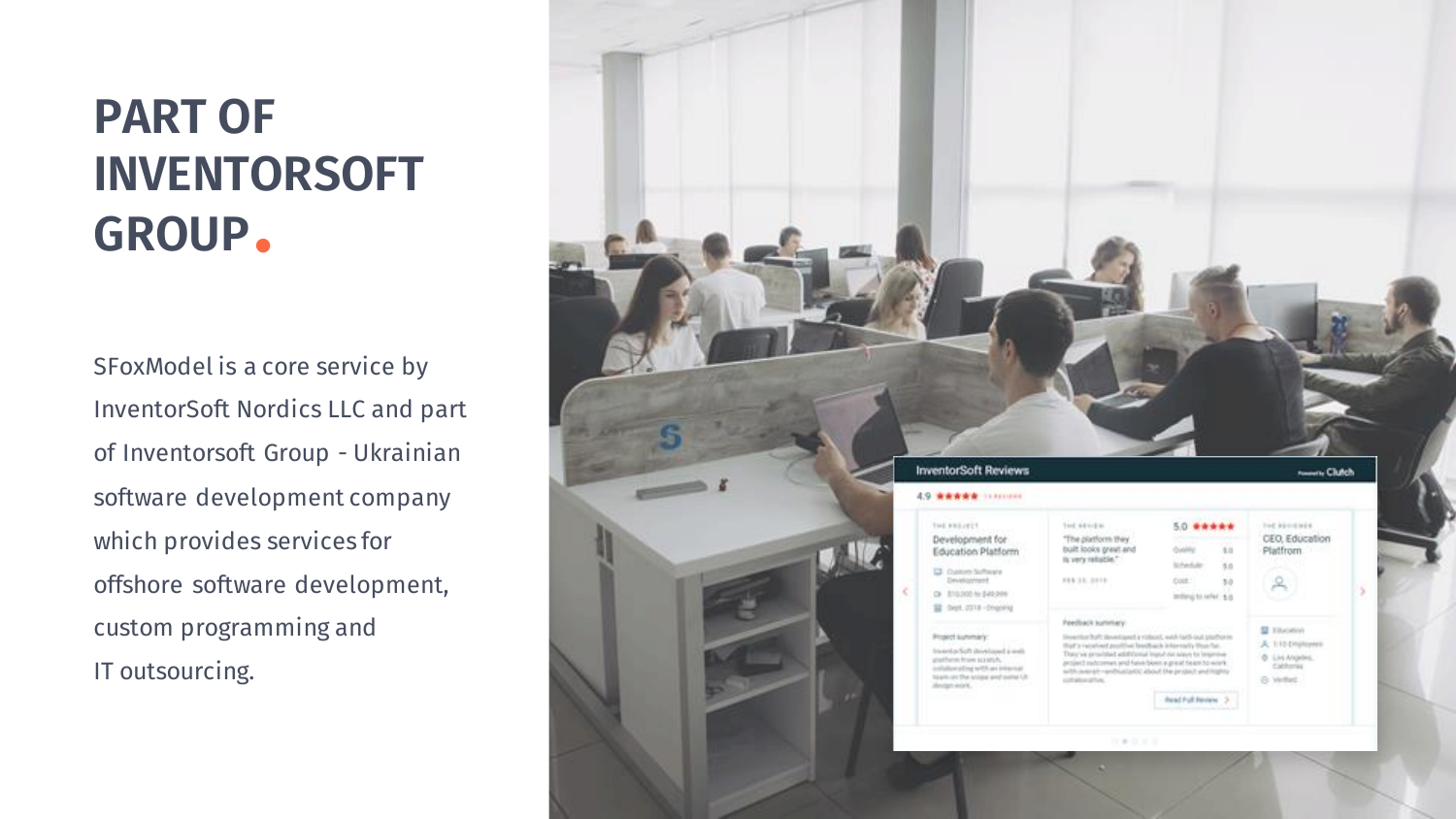# PART OF INVENTORSOFT GROUP.

SFoxModel is a core service by InventorSoft Nordics LLC and part of Inventorsoft Group - Ukrainian software development company which provides services for offshore software development, custom programming and IT outsourcing.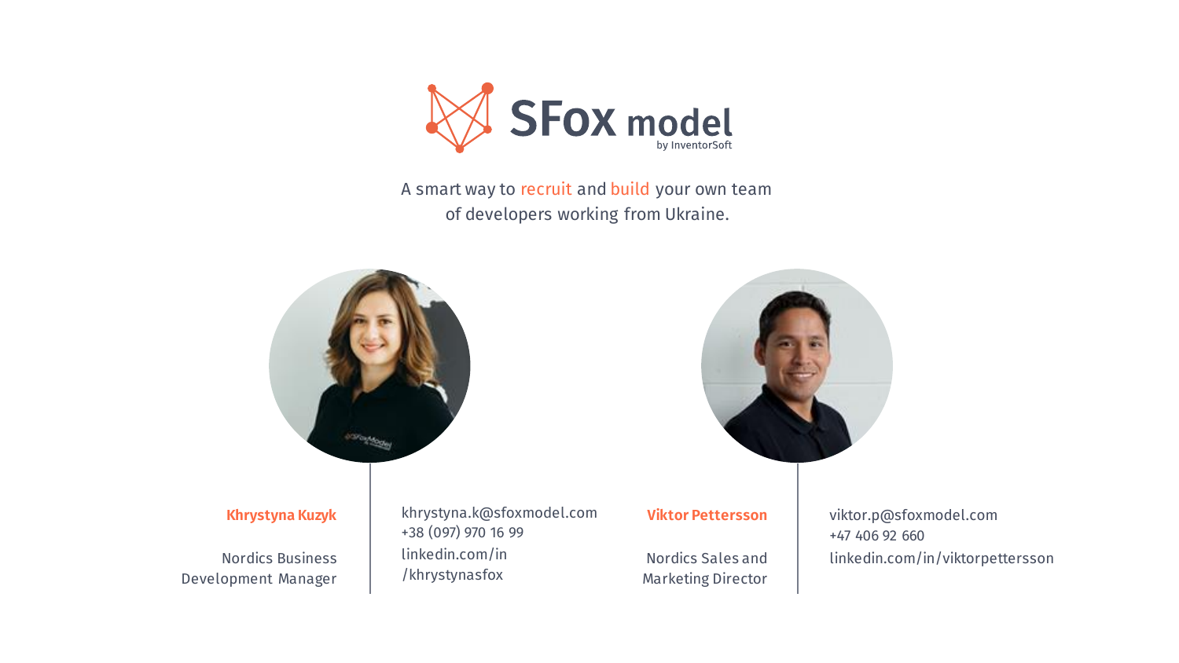# SFox model

by InventorSoft

A smart way to recruit and build your own team of developers working from Ukraine.

**Khrystyna Kuzyk**

Nordics Business Development Manager

khrystyna.k@sfoxmodel.com
+38 (097) 970 16 99
linkedin.com/in/khrystynasfox

**Viktor Pettersson**

Nordics Sales and Marketing Director

viktor.p@sfoxmodel.com
+47 406 92 660
linkedin.com/in/viktorpettersson